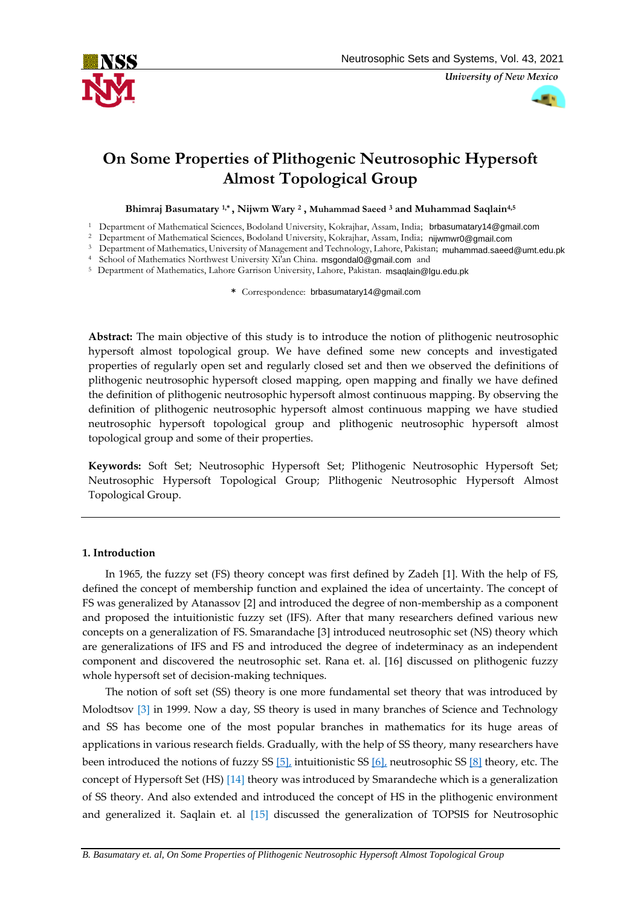# On Some Properties of Plithogenic Neutrosophic Hypersoft Almost Topological Group

**Bhimraj Basumatary [1,*], Nijwm Wary [2], Muhammad Saeed [3] and Muhammad Saqlain[4,5]**

[1] Department of Mathematical Sciences, Bodoland University, Kokrajhar, Assam, India; brbasumatary14@gmail.com
[2] Department of Mathematical Sciences, Bodoland University, Kokrajhar, Assam, India; nijwmwr0@gmail.com
[3] Department of Mathematics, University of Management and Technology, Lahore, Pakistan; muhammad.saeed@umt.edu.pk
[4] School of Mathematics Northwest University Xi'an China. msgondal0@gmail.com and
[5] Department of Mathematics, Lahore Garrison University, Lahore, Pakistan. msaqlain@lgu.edu.pk

\* Correspondence: brbasumatary14@gmail.com

**Abstract:** The main objective of this study is to introduce the notion of plithogenic neutrosophic hypersoft almost topological group. We have defined some new concepts and investigated properties of regularly open set and regularly closed set and then we observed the definitions of plithogenic neutrosophic hypersoft closed mapping, open mapping and finally we have defined the definition of plithogenic neutrosophic hypersoft almost continuous mapping. By observing the definition of plithogenic neutrosophic hypersoft almost continuous mapping we have studied neutrosophic hypersoft topological group and plithogenic neutrosophic hypersoft almost topological group and some of their properties.

**Keywords:** Soft Set; Neutrosophic Hypersoft Set; Plithogenic Neutrosophic Hypersoft Set; Neutrosophic Hypersoft Topological Group; Plithogenic Neutrosophic Hypersoft Almost Topological Group.

## 1. Introduction

In 1965, the fuzzy set (FS) theory concept was first defined by Zadeh [1]. With the help of FS, defined the concept of membership function and explained the idea of uncertainty. The concept of FS was generalized by Atanassov [2] and introduced the degree of non-membership as a component and proposed the intuitionistic fuzzy set (IFS). After that many researchers defined various new concepts on a generalization of FS. Smarandache [3] introduced neutrosophic set (NS) theory which are generalizations of IFS and FS and introduced the degree of indeterminacy as an independent component and discovered the neutrosophic set. Rana et. al. [16] discussed on plithogenic fuzzy whole hypersoft set of decision-making techniques.

The notion of soft set (SS) theory is one more fundamental set theory that was introduced by Molodtsov [3] in 1999. Now a day, SS theory is used in many branches of Science and Technology and SS has become one of the most popular branches in mathematics for its huge areas of applications in various research fields. Gradually, with the help of SS theory, many researchers have been introduced the notions of fuzzy SS [5], intuitionistic SS [6], neutrosophic SS [8] theory, etc. The concept of Hypersoft Set (HS) [14] theory was introduced by Smarandeche which is a generalization of SS theory. And also extended and introduced the concept of HS in the plithogenic environment and generalized it. Saqlain et. al [15] discussed the generalization of TOPSIS for Neutrosophic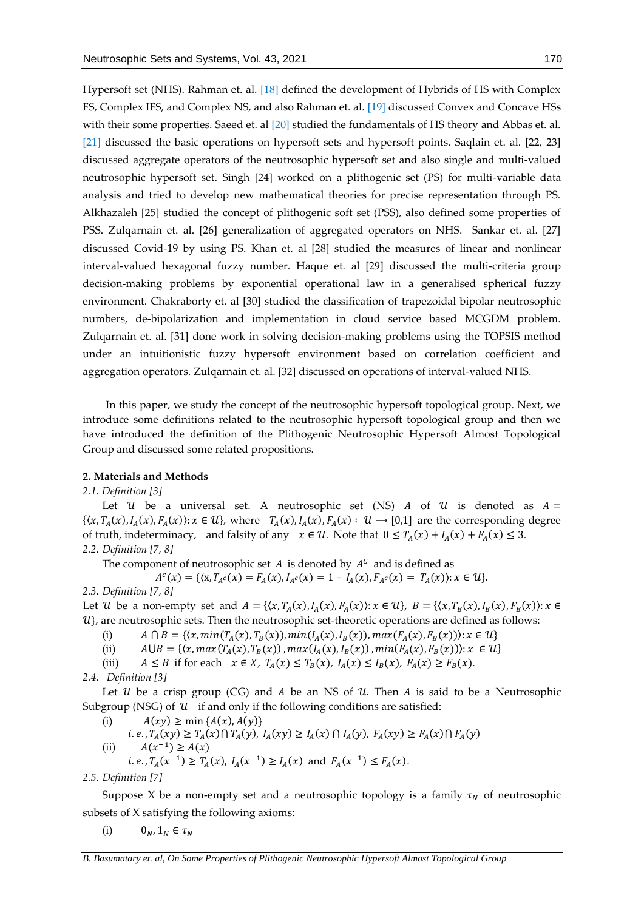Hypersoft set (NHS). Rahman et. al. [18] defined the development of Hybrids of HS with Complex FS, Complex IFS, and Complex NS, and also Rahman et. al. [19] discussed Convex and Concave HSs with their some properties. Saeed et. al [20] studied the fundamentals of HS theory and Abbas et. al. [21] discussed the basic operations on hypersoft sets and hypersoft points. Saqlain et. al. [22, 23] discussed aggregate operators of the neutrosophic hypersoft set and also single and multi-valued neutrosophic hypersoft set. Singh [24] worked on a plithogenic set (PS) for multi-variable data analysis and tried to develop new mathematical theories for precise representation through PS. Alkhazaleh [25] studied the concept of plithogenic soft set (PSS), also defined some properties of PSS. Zulqarnain et. al. [26] generalization of aggregated operators on NHS. Sankar et. al. [27] discussed Covid-19 by using PS. Khan et. al [28] studied the measures of linear and nonlinear interval-valued hexagonal fuzzy number. Haque et. al [29] discussed the multi-criteria group decision-making problems by exponential operational law in a generalised spherical fuzzy environment. Chakraborty et. al [30] studied the classification of trapezoidal bipolar neutrosophic numbers, de-bipolarization and implementation in cloud service based MCGDM problem. Zulqarnain et. al. [31] done work in solving decision-making problems using the TOPSIS method under an intuitionistic fuzzy hypersoft environment based on correlation coefficient and aggregation operators. Zulqarnain et. al. [32] discussed on operations of interval-valued NHS.

In this paper, we study the concept of the neutrosophic hypersoft topological group. Next, we introduce some definitions related to the neutrosophic hypersoft topological group and then we have introduced the definition of the Plithogenic Neutrosophic Hypersoft Almost Topological Group and discussed some related propositions.

## 2. Materials and Methods

*2.1. Definition [3]*

Let $\mathcal{U}$ be a universal set. A neutrosophic set (NS) $A$ of $\mathcal{U}$ is denoted as $A = \{\langle x, T_A(x), I_A(x), F_A(x)\rangle : x \in \mathcal{U}\}$, where $T_A(x), I_A(x), F_A(x) : \mathcal{U} \longrightarrow [0,1]$ are the corresponding degree of truth, indeterminacy, and falsity of any $x \in \mathcal{U}$. Note that $0 \leq T_A(x) + I_A(x) + F_A(x) \leq 3$.

*2.2. Definition [7, 8]*

The component of neutrosophic set $A$ is denoted by $A^C$ and is defined as

$$A^c(x) = \{\langle \text{x}, T_{A^c}(x) = F_A(x), I_{A^c}(x) = 1 - I_A(x), F_{A^c}(x) = T_A(x)\rangle : x \in \mathcal{U}\}.$$

*2.3. Definition [7, 8]*

Let $\mathcal{U}$ be a non-empty set and $A = \{\langle x, T_A(x), I_A(x), F_A(x)\rangle : x \in \mathcal{U}\}$, $B = \{\langle x, T_B(x), I_B(x), F_B(x)\rangle : x \in \mathcal{U}\}$, are neutrosophic sets. Then the neutrosophic set-theoretic operations are defined as follows:

(i) $A \cap B = \{\langle x, min(T_A(x), T_B(x)), min(I_A(x), I_B(x)), max(F_A(x), F_B(x))\rangle : x \in \mathcal{U}\}$

(ii) $A \cup B = \{\langle x, max(T_A(x), T_B(x)), max(I_A(x), I_B(x)), min(F_A(x), F_B(x))\rangle : x \in \mathcal{U}\}$

(iii) $A \leq B$ if for each $x \in X$, $T_A(x) \leq T_B(x)$, $I_A(x) \leq I_B(x)$, $F_A(x) \geq F_B(x)$.

*2.4. Definition [3]*

Let $\mathcal{U}$ be a crisp group (CG) and $A$ be an NS of $\mathcal{U}$. Then $A$ is said to be a Neutrosophic Subgroup (NSG) of $\mathcal{U}$ if and only if the following conditions are satisfied:

(i) $A(xy) \geq \min\{A(x), A(y)\}$

$i.e., T_A(xy) \geq T_A(x) \cap T_A(y),\ I_A(xy) \geq I_A(x) \cap I_A(y),\ F_A(xy) \geq F_A(x) \cap F_A(y)$

(ii) $A(x^{-1}) \geq A(x)$

$i.e., T_A(x^{-1}) \geq T_A(x),\ I_A(x^{-1}) \geq I_A(x)$ and $F_A(x^{-1}) \leq F_A(x)$.

*2.5. Definition [7]*

Suppose X be a non-empty set and a neutrosophic topology is a family $\tau_N$ of neutrosophic subsets of X satisfying the following axioms:

(i) $0_N, 1_N \in \tau_N$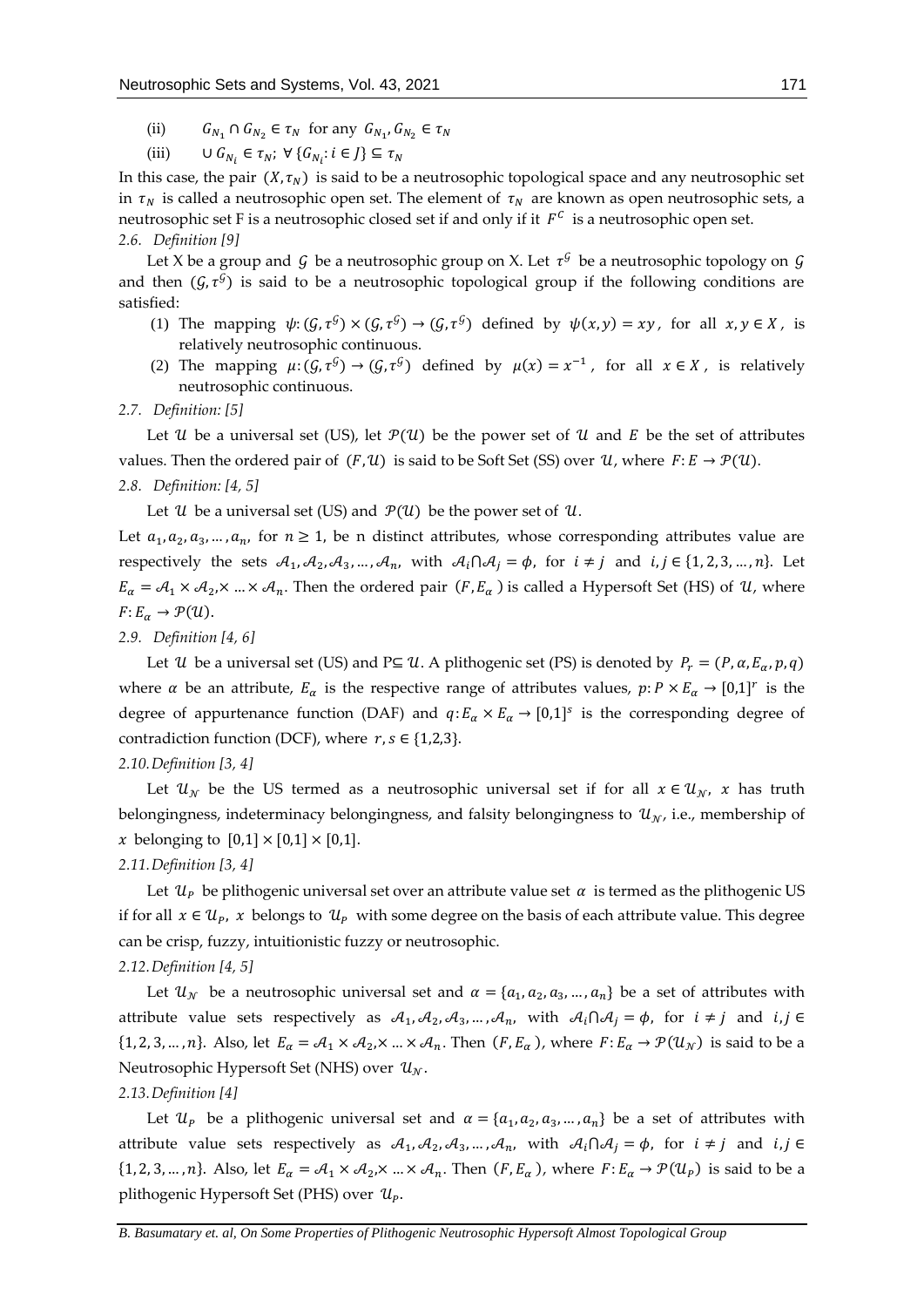(ii) $G_{N_1} \cap G_{N_2} \in \tau_N$ for any $G_{N_1}, G_{N_2} \in \tau_N$

(iii) $\cup G_{N_i} \in \tau_N$; $\forall \{G_{N_i}: i \in J\} \subseteq \tau_N$

In this case, the pair $(X, \tau_N)$ is said to be a neutrosophic topological space and any neutrosophic set in $\tau_N$ is called a neutrosophic open set. The element of $\tau_N$ are known as open neutrosophic sets, a neutrosophic set F is a neutrosophic closed set if and only if it $F^C$ is a neutrosophic open set.

*2.6. Definition [9]*

Let X be a group and $\mathcal{G}$ be a neutrosophic group on X. Let $\tau^{\mathcal{G}}$ be a neutrosophic topology on $\mathcal{G}$ and then $(\mathcal{G}, \tau^{\mathcal{G}})$ is said to be a neutrosophic topological group if the following conditions are satisfied:

1. The mapping $\psi: (\mathcal{G}, \tau^{\mathcal{G}}) \times (\mathcal{G}, \tau^{\mathcal{G}}) \to (\mathcal{G}, \tau^{\mathcal{G}})$ defined by $\psi(x, y) = xy$, for all $x, y \in X$, is relatively neutrosophic continuous.
2. The mapping $\mu: (\mathcal{G}, \tau^{\mathcal{G}}) \to (\mathcal{G}, \tau^{\mathcal{G}})$ defined by $\mu(x) = x^{-1}$, for all $x \in X$, is relatively neutrosophic continuous.

*2.7. Definition: [5]*

Let $\mathcal{U}$ be a universal set (US), let $\mathcal{P}(\mathcal{U})$ be the power set of $\mathcal{U}$ and $E$ be the set of attributes values. Then the ordered pair of $(F, \mathcal{U})$ is said to be Soft Set (SS) over $\mathcal{U}$, where $F: E \to \mathcal{P}(\mathcal{U})$.

*2.8. Definition: [4, 5]*

Let $\mathcal{U}$ be a universal set (US) and $\mathcal{P}(\mathcal{U})$ be the power set of $\mathcal{U}$.

Let $a_1, a_2, a_3, \dots, a_n$, for $n \geq 1$, be n distinct attributes, whose corresponding attributes value are respectively the sets $\mathcal{A}_1, \mathcal{A}_2, \mathcal{A}_3, \dots, \mathcal{A}_n$, with $\mathcal{A}_i \cap \mathcal{A}_j = \phi$, for $i \neq j$ and $i, j \in \{1, 2, 3, \dots, n\}$. Let $E_\alpha = \mathcal{A}_1 \times \mathcal{A}_2, \times \dots \times \mathcal{A}_n$. Then the ordered pair $(F, E_\alpha)$ is called a Hypersoft Set (HS) of $\mathcal{U}$, where $F: E_\alpha \to \mathcal{P}(\mathcal{U})$.

*2.9. Definition [4, 6]*

Let $\mathcal{U}$ be a universal set (US) and P$\subseteq \mathcal{U}$. A plithogenic set (PS) is denoted by $P_r = (P, \alpha, E_\alpha, p, q)$ where $\alpha$ be an attribute, $E_\alpha$ is the respective range of attributes values, $p: P \times E_\alpha \to [0,1]^r$ is the degree of appurtenance function (DAF) and $q: E_\alpha \times E_\alpha \to [0,1]^s$ is the corresponding degree of contradiction function (DCF), where $r, s \in \{1,2,3\}$.

*2.10. Definition [3, 4]*

Let $\mathcal{U}_\mathcal{N}$ be the US termed as a neutrosophic universal set if for all $x \in \mathcal{U}_\mathcal{N}$, $x$ has truth belongingness, indeterminacy belongingness, and falsity belongingness to $\mathcal{U}_\mathcal{N}$, i.e., membership of $x$ belonging to $[0,1] \times [0,1] \times [0,1]$.

*2.11. Definition [3, 4]*

Let $\mathcal{U}_P$ be plithogenic universal set over an attribute value set $\alpha$ is termed as the plithogenic US if for all $x \in \mathcal{U}_P$, $x$ belongs to $\mathcal{U}_P$ with some degree on the basis of each attribute value. This degree can be crisp, fuzzy, intuitionistic fuzzy or neutrosophic.

*2.12. Definition [4, 5]*

Let $\mathcal{U}_\mathcal{N}$ be a neutrosophic universal set and $\alpha = \{a_1, a_2, a_3, \dots, a_n\}$ be a set of attributes with attribute value sets respectively as $\mathcal{A}_1, \mathcal{A}_2, \mathcal{A}_3, \dots, \mathcal{A}_n$, with $\mathcal{A}_i \cap \mathcal{A}_j = \phi$, for $i \neq j$ and $i, j \in \{1, 2, 3, \dots, n\}$. Also, let $E_\alpha = \mathcal{A}_1 \times \mathcal{A}_2, \times \dots \times \mathcal{A}_n$. Then $(F, E_\alpha)$, where $F: E_\alpha \to \mathcal{P}(\mathcal{U}_\mathcal{N})$ is said to be a Neutrosophic Hypersoft Set (NHS) over $\mathcal{U}_\mathcal{N}$.

*2.13. Definition [4]*

Let $\mathcal{U}_P$ be a plithogenic universal set and $\alpha = \{a_1, a_2, a_3, \dots, a_n\}$ be a set of attributes with attribute value sets respectively as $\mathcal{A}_1, \mathcal{A}_2, \mathcal{A}_3, \dots, \mathcal{A}_n$, with $\mathcal{A}_i \cap \mathcal{A}_j = \phi$, for $i \neq j$ and $i, j \in \{1, 2, 3, \dots, n\}$. Also, let $E_\alpha = \mathcal{A}_1 \times \mathcal{A}_2, \times \dots \times \mathcal{A}_n$. Then $(F, E_\alpha)$, where $F: E_\alpha \to \mathcal{P}(\mathcal{U}_P)$ is said to be a plithogenic Hypersoft Set (PHS) over $\mathcal{U}_P$.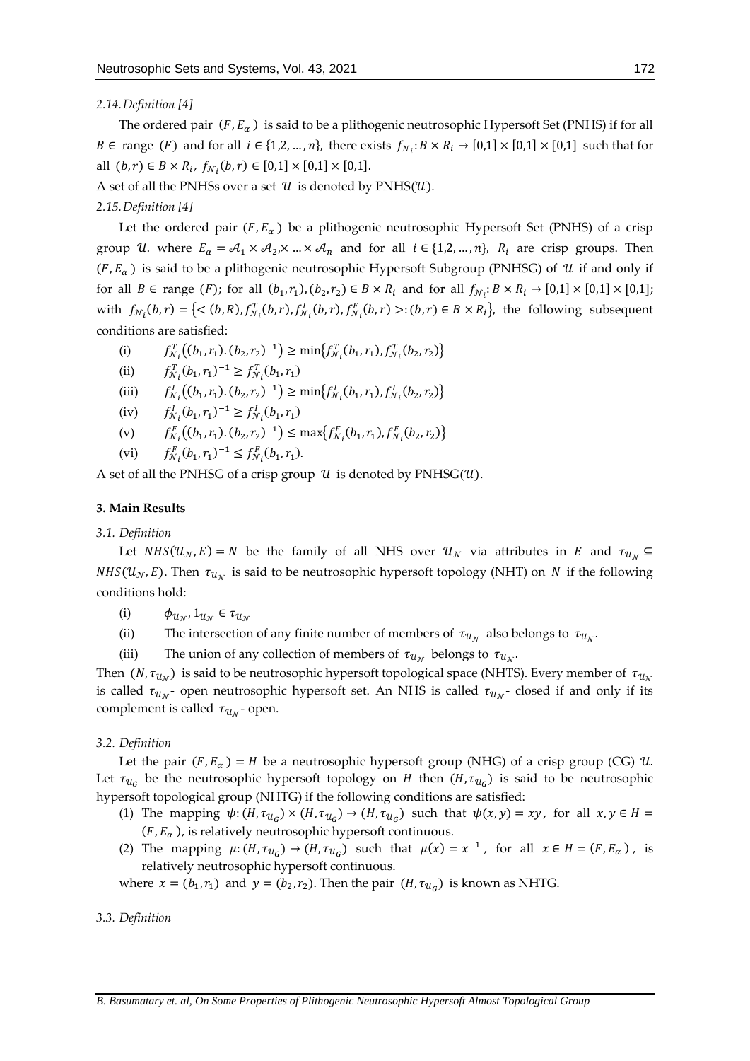*2.14. Definition [4]*

The ordered pair $(F, E_\alpha)$ is said to be a plithogenic neutrosophic Hypersoft Set (PNHS) if for all $B \in$ range $(F)$ and for all $i \in \{1,2,\dots,n\}$, there exists $f_{\mathcal{N}_i}: B \times R_i \to [0,1] \times [0,1] \times [0,1]$ such that for all $(b,r) \in B \times R_i$, $f_{\mathcal{N}_i}(b,r) \in [0,1] \times [0,1] \times [0,1]$.

A set of all the PNHSs over a set $\mathcal{U}$ is denoted by PNHS$(\mathcal{U})$.

*2.15. Definition [4]*

Let the ordered pair $(F, E_\alpha)$ be a plithogenic neutrosophic Hypersoft Set (PNHS) of a crisp group $\mathcal{U}$. where $E_\alpha = \mathcal{A}_1 \times \mathcal{A}_2, \times \dots \times \mathcal{A}_n$ and for all $i \in \{1,2,\dots,n\}$, $R_i$ are crisp groups. Then $(F, E_\alpha)$ is said to be a plithogenic neutrosophic Hypersoft Subgroup (PNHSG) of $\mathcal{U}$ if and only if for all $B \in$ range $(F)$; for all $(b_1, r_1), (b_2, r_2) \in B \times R_i$ and for all $f_{\mathcal{N}_i}: B \times R_i \to [0,1] \times [0,1] \times [0,1]$; with $f_{\mathcal{N}_i}(b,r) = \{< (b,R), f^T_{\mathcal{N}_i}(b,r), f^I_{\mathcal{N}_i}(b,r), f^F_{\mathcal{N}_i}(b,r) >: (b,r) \in B \times R_i\}$, the following subsequent conditions are satisfied:

(i) $f^T_{\mathcal{N}_i}((b_1,r_1).(b_2,r_2)^{-1}) \geq \min\{f^T_{\mathcal{N}_i}(b_1,r_1), f^T_{\mathcal{N}_i}(b_2,r_2)\}$

(ii) $f^T_{\mathcal{N}_i}(b_1,r_1)^{-1} \geq f^T_{\mathcal{N}_i}(b_1,r_1)$

(iii) $f^I_{\mathcal{N}_i}((b_1,r_1).(b_2,r_2)^{-1}) \geq \min\{f^I_{\mathcal{N}_i}(b_1,r_1), f^I_{\mathcal{N}_i}(b_2,r_2)\}$

(iv) $f^I_{\mathcal{N}_i}(b_1,r_1)^{-1} \geq f^I_{\mathcal{N}_i}(b_1,r_1)$

(v) $f^F_{\mathcal{N}_i}((b_1,r_1).(b_2,r_2)^{-1}) \leq \max\{f^F_{\mathcal{N}_i}(b_1,r_1), f^F_{\mathcal{N}_i}(b_2,r_2)\}$

(vi) $f^F_{\mathcal{N}_i}(b_1,r_1)^{-1} \leq f^F_{\mathcal{N}_i}(b_1,r_1)$.

A set of all the PNHSG of a crisp group $\mathcal{U}$ is denoted by PNHSG$(\mathcal{U})$.

## 3. Main Results

*3.1. Definition*

Let $NHS(\mathcal{U}_\mathcal{N}, E) = N$ be the family of all NHS over $\mathcal{U}_\mathcal{N}$ via attributes in $E$ and $\tau_{\mathcal{U}_\mathcal{N}} \subseteq NHS(\mathcal{U}_\mathcal{N}, E)$. Then $\tau_{\mathcal{U}_\mathcal{N}}$ is said to be neutrosophic hypersoft topology (NHT) on $N$ if the following conditions hold:

(i) $\phi_{\mathcal{U}_\mathcal{N}}, 1_{\mathcal{U}_\mathcal{N}} \in \tau_{\mathcal{U}_\mathcal{N}}$

(ii) The intersection of any finite number of members of $\tau_{\mathcal{U}_\mathcal{N}}$ also belongs to $\tau_{\mathcal{U}_\mathcal{N}}$.

(iii) The union of any collection of members of $\tau_{\mathcal{U}_\mathcal{N}}$ belongs to $\tau_{\mathcal{U}_\mathcal{N}}$.

Then $(N, \tau_{\mathcal{U}_\mathcal{N}})$ is said to be neutrosophic hypersoft topological space (NHTS). Every member of $\tau_{\mathcal{U}_\mathcal{N}}$ is called $\tau_{\mathcal{U}_\mathcal{N}}$- open neutrosophic hypersoft set. An NHS is called $\tau_{\mathcal{U}_\mathcal{N}}$- closed if and only if its complement is called $\tau_{\mathcal{U}_\mathcal{N}}$- open.

*3.2. Definition*

Let the pair $(F, E_\alpha) = H$ be a neutrosophic hypersoft group (NHG) of a crisp group (CG) $\mathcal{U}$. Let $\tau_{\mathcal{U}_G}$ be the neutrosophic hypersoft topology on $H$ then $(H, \tau_{\mathcal{U}_G})$ is said to be neutrosophic hypersoft topological group (NHTG) if the following conditions are satisfied:

(1) The mapping $\psi: (H, \tau_{\mathcal{U}_G}) \times (H, \tau_{\mathcal{U}_G}) \to (H, \tau_{\mathcal{U}_G})$ such that $\psi(x,y) = xy$, for all $x, y \in H = (F, E_\alpha)$, is relatively neutrosophic hypersoft continuous.

(2) The mapping $\mu: (H, \tau_{\mathcal{U}_G}) \to (H, \tau_{\mathcal{U}_G})$ such that $\mu(x) = x^{-1}$, for all $x \in H = (F, E_\alpha)$, is relatively neutrosophic hypersoft continuous.

where $x = (b_1, r_1)$ and $y = (b_2, r_2)$. Then the pair $(H, \tau_{\mathcal{U}_G})$ is known as NHTG.

*3.3. Definition*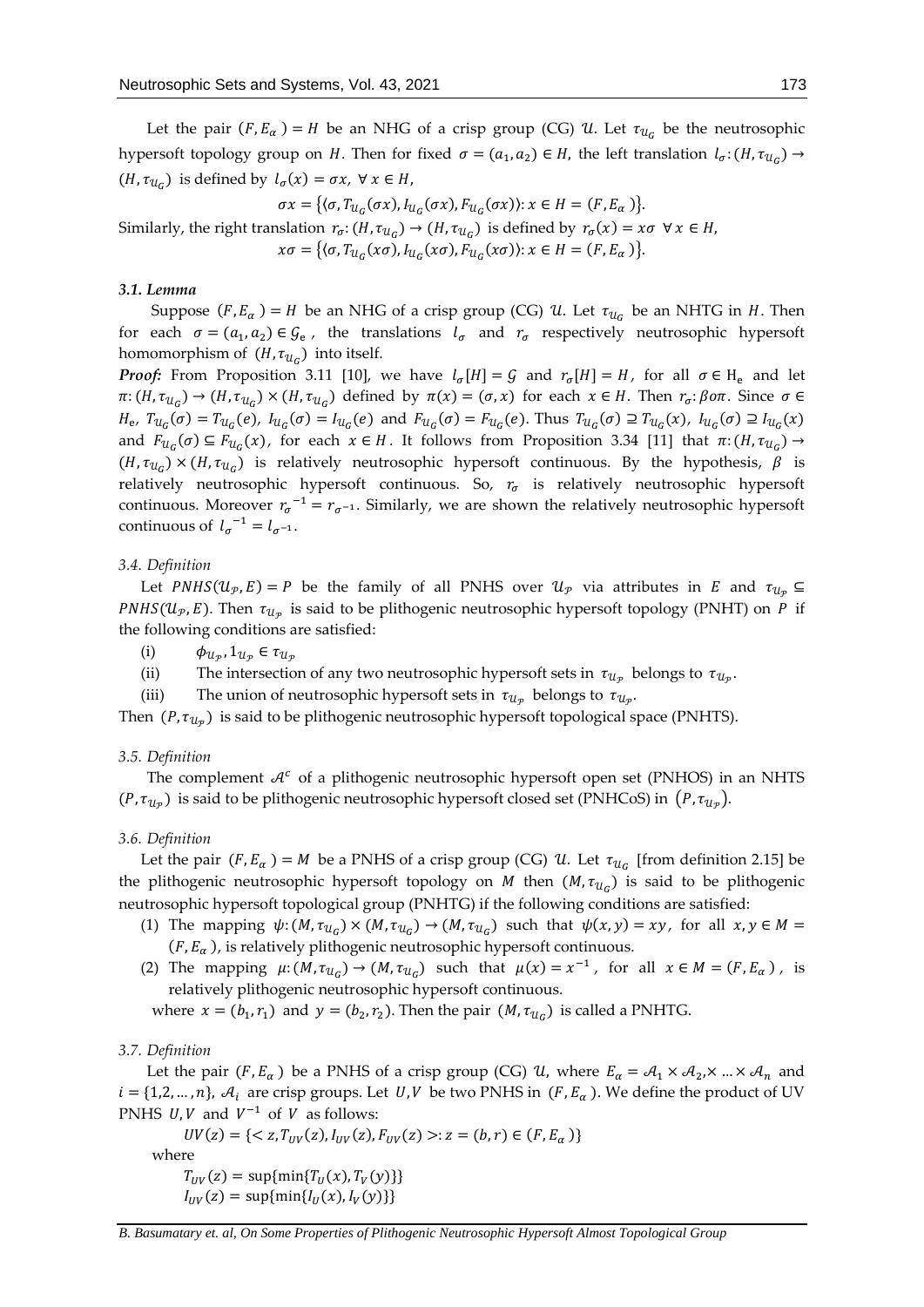Let the pair $(F, E_\alpha) = H$ be an NHG of a crisp group (CG) $\mathcal{U}$. Let $\tau_{\mathcal{U}_G}$ be the neutrosophic hypersoft topology group on $H$. Then for fixed $\sigma = (a_1, a_2) \in H$, the left translation $l_\sigma: (H, \tau_{\mathcal{U}_G}) \to (H, \tau_{\mathcal{U}_G})$ is defined by $l_\sigma(x) = \sigma x,\ \forall\, x \in H$,

$$\sigma x = \{\langle \sigma, T_{\mathcal{U}_G}(\sigma x), I_{\mathcal{U}_G}(\sigma x), F_{\mathcal{U}_G}(\sigma x)\rangle : x \in H = (F, E_\alpha)\}.$$

Similarly, the right translation $r_\sigma: (H, \tau_{\mathcal{U}_G}) \to (H, \tau_{\mathcal{U}_G})$ is defined by $r_\sigma(x) = x\sigma\ \forall\, x \in H$,

$$x\sigma = \{\langle \sigma, T_{\mathcal{U}_G}(x\sigma), I_{\mathcal{U}_G}(x\sigma), F_{\mathcal{U}_G}(x\sigma)\rangle : x \in H = (F, E_\alpha)\}.$$

### *3.1. Lemma*

Suppose $(F, E_\alpha) = H$ be an NHG of a crisp group (CG) $\mathcal{U}$. Let $\tau_{\mathcal{U}_G}$ be an NHTG in $H$. Then for each $\sigma = (a_1, a_2) \in \mathcal{G}_e$, the translations $l_\sigma$ and $r_\sigma$ respectively neutrosophic hypersoft homomorphism of $(H, \tau_{\mathcal{U}_G})$ into itself.

***Proof:*** From Proposition 3.11 [10], we have $l_\sigma[H] = \mathcal{G}$ and $r_\sigma[H] = H$, for all $\sigma \in \mathrm{H}_e$ and let $\pi: (H, \tau_{\mathcal{U}_G}) \to (H, \tau_{\mathcal{U}_G}) \times (H, \tau_{\mathcal{U}_G})$ defined by $\pi(x) = (\sigma, x)$ for each $x \in H$. Then $r_\sigma: \beta o \pi$. Since $\sigma \in H_e$, $T_{\mathcal{U}_G}(\sigma) = T_{\mathcal{U}_G}(e)$, $I_{\mathcal{U}_G}(\sigma) = I_{\mathcal{U}_G}(e)$ and $F_{\mathcal{U}_G}(\sigma) = F_{\mathcal{U}_G}(e)$. Thus $T_{\mathcal{U}_G}(\sigma) \supseteq T_{\mathcal{U}_G}(x)$, $I_{\mathcal{U}_G}(\sigma) \supseteq I_{\mathcal{U}_G}(x)$ and $F_{\mathcal{U}_G}(\sigma) \subseteq F_{\mathcal{U}_G}(x)$, for each $x \in H$. It follows from Proposition 3.34 [11] that $\pi: (H, \tau_{\mathcal{U}_G}) \to (H, \tau_{\mathcal{U}_G}) \times (H, \tau_{\mathcal{U}_G})$ is relatively neutrosophic hypersoft continuous. By the hypothesis, $\beta$ is relatively neutrosophic hypersoft continuous. So, $r_\sigma$ is relatively neutrosophic hypersoft continuous. Moreover $r_\sigma^{-1} = r_{\sigma^{-1}}$. Similarly, we are shown the relatively neutrosophic hypersoft continuous of $l_\sigma^{-1} = l_{\sigma^{-1}}$.

### *3.4. Definition*

Let $PNHS(\mathcal{U}_\mathcal{P}, E) = P$ be the family of all PNHS over $\mathcal{U}_\mathcal{P}$ via attributes in $E$ and $\tau_{\mathcal{U}_\mathcal{P}} \subseteq PNHS(\mathcal{U}_\mathcal{P}, E)$. Then $\tau_{\mathcal{U}_\mathcal{P}}$ is said to be plithogenic neutrosophic hypersoft topology (PNHT) on $P$ if the following conditions are satisfied:

(i) $\phi_{\mathcal{U}_\mathcal{P}}, 1_{\mathcal{U}_\mathcal{P}} \in \tau_{\mathcal{U}_\mathcal{P}}$

(ii) The intersection of any two neutrosophic hypersoft sets in $\tau_{\mathcal{U}_\mathcal{P}}$ belongs to $\tau_{\mathcal{U}_\mathcal{P}}$.

(iii) The union of neutrosophic hypersoft sets in $\tau_{\mathcal{U}_\mathcal{P}}$ belongs to $\tau_{\mathcal{U}_\mathcal{P}}$.

Then $(P, \tau_{\mathcal{U}_\mathcal{P}})$ is said to be plithogenic neutrosophic hypersoft topological space (PNHTS).

### *3.5. Definition*

The complement $\mathcal{A}^c$ of a plithogenic neutrosophic hypersoft open set (PNHOS) in an NHTS $(P, \tau_{\mathcal{U}_\mathcal{P}})$ is said to be plithogenic neutrosophic hypersoft closed set (PNHCoS) in $(P, \tau_{\mathcal{U}_\mathcal{P}})$.

### *3.6. Definition*

Let the pair $(F, E_\alpha) = M$ be a PNHS of a crisp group (CG) $\mathcal{U}$. Let $\tau_{\mathcal{U}_G}$ [from definition 2.15] be the plithogenic neutrosophic hypersoft topology on $M$ then $(M, \tau_{\mathcal{U}_G})$ is said to be plithogenic neutrosophic hypersoft topological group (PNHTG) if the following conditions are satisfied:

(1) The mapping $\psi: (M, \tau_{\mathcal{U}_G}) \times (M, \tau_{\mathcal{U}_G}) \to (M, \tau_{\mathcal{U}_G})$ such that $\psi(x, y) = xy$, for all $x, y \in M = (F, E_\alpha)$, is relatively plithogenic neutrosophic hypersoft continuous.

(2) The mapping $\mu: (M, \tau_{\mathcal{U}_G}) \to (M, \tau_{\mathcal{U}_G})$ such that $\mu(x) = x^{-1}$, for all $x \in M = (F, E_\alpha)$, is relatively plithogenic neutrosophic hypersoft continuous.

where $x = (b_1, r_1)$ and $y = (b_2, r_2)$. Then the pair $(M, \tau_{\mathcal{U}_G})$ is called a PNHTG.

### *3.7. Definition*

Let the pair $(F, E_\alpha)$ be a PNHS of a crisp group (CG) $\mathcal{U}$, where $E_\alpha = \mathcal{A}_1 \times \mathcal{A}_2, \times \ldots \times \mathcal{A}_n$ and $i = \{1, 2, \ldots, n\}$, $\mathcal{A}_i$ are crisp groups. Let $U, V$ be two PNHS in $(F, E_\alpha)$. We define the product of UV PNHS $U, V$ and $V^{-1}$ of $V$ as follows:

$$UV(z) = \{< z, T_{UV}(z), I_{UV}(z), F_{UV}(z) >: z = (b, r) \in (F, E_\alpha)\}$$

where

$$T_{UV}(z) = \sup\{\min\{T_U(x), T_V(y)\}\}$$

$$I_{UV}(z) = \sup\{\min\{I_U(x), I_V(y)\}\}$$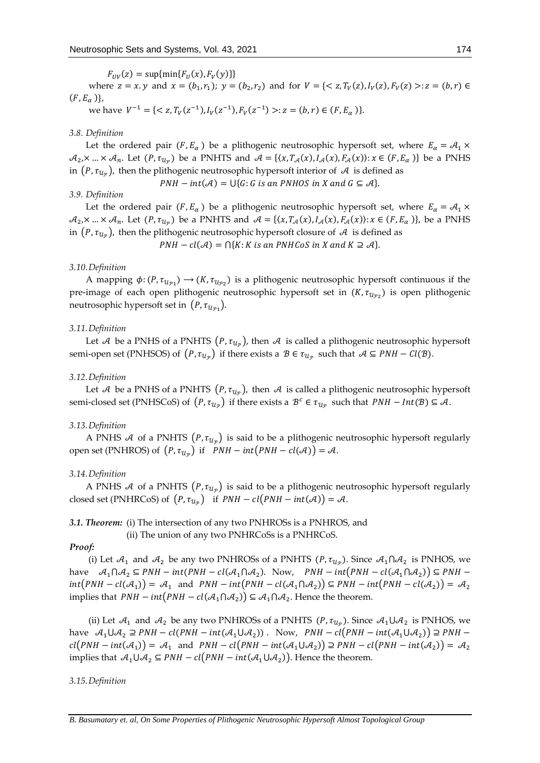$F_{UV}(z) = \sup\{\min\{F_U(x), F_V(y)\}\}$

where $z = x.y$ and $x = (b_1, r_1);\ y = (b_2, r_2)$ and for $V = \{< z, T_V(z), I_V(z), F_V(z) >: z = (b, r) \in (F, E_\alpha)\}$,

we have $V^{-1} = \{< z, T_V(z^{-1}), I_V(z^{-1}), F_V(z^{-1}) >: z = (b, r) \in (F, E_\alpha)\}$.

*3.8. Definition*

Let the ordered pair $(F, E_\alpha)$ be a plithogenic neutrosophic hypersoft set, where $E_\alpha = \mathcal{A}_1 \times \mathcal{A}_2, \times \ldots \times \mathcal{A}_n$. Let $(P, \tau_{\mathcal{U}_p})$ be a PNHTS and $\mathcal{A} = \{\langle x, T_\mathcal{A}(x), I_\mathcal{A}(x), F_\mathcal{A}(x)\rangle : x \in (F, E_\alpha)\}$ be a PNHS in $(P, \tau_{\mathcal{U}_p})$, then the plithogenic neutrosophic hypersoft interior of $\mathcal{A}$ is defined as

$$PNH - int(\mathcal{A}) = \cup\{G: G \text{ is an PNHOS in } X \text{ and } G \subseteq \mathcal{A}\}.$$

*3.9. Definition*

Let the ordered pair $(F, E_\alpha)$ be a plithogenic neutrosophic hypersoft set, where $E_\alpha = \mathcal{A}_1 \times \mathcal{A}_2, \times \ldots \times \mathcal{A}_n$. Let $(P, \tau_{\mathcal{U}_p})$ be a PNHTS and $\mathcal{A} = \{\langle x, T_\mathcal{A}(x), I_\mathcal{A}(x), F_\mathcal{A}(x)\rangle : x \in (F, E_\alpha)\}$, be a PNHS in $(P, \tau_{\mathcal{U}_p})$, then the plithogenic neutrosophic hypersoft closure of $\mathcal{A}$ is defined as

$$PNH - cl(\mathcal{A}) = \cap\{K: K \text{ is an PNHCoS in } X \text{ and } K \supseteq \mathcal{A}\}.$$

*3.10. Definition*

A mapping $\phi: (P, \tau_{\mathcal{U}_{\mathcal{P}_1}}) \rightarrow (K, \tau_{\mathcal{U}_{\mathcal{P}_2}})$ is a plithogenic neutrosophic hypersoft continuous if the pre-image of each open plithogenic neutrosophic hypersoft set in $(K, \tau_{\mathcal{U}_{\mathcal{P}_2}})$ is open plithogenic neutrosophic hypersoft set in $(P, \tau_{\mathcal{U}_{\mathcal{P}_1}})$.

*3.11. Definition*

Let $\mathcal{A}$ be a PNHS of a PNHTS $(P, \tau_{\mathcal{U}_p})$, then $\mathcal{A}$ is called a plithogenic neutrosophic hypersoft semi-open set (PNHSOS) of $(P, \tau_{\mathcal{U}_p})$ if there exists a $\mathcal{B} \in \tau_{\mathcal{U}_p}$ such that $\mathcal{A} \subseteq PNH - Cl(\mathcal{B})$.

*3.12. Definition*

Let $\mathcal{A}$ be a PNHS of a PNHTS $(P, \tau_{\mathcal{U}_p})$, then $\mathcal{A}$ is called a plithogenic neutrosophic hypersoft semi-closed set (PNHSCoS) of $(P, \tau_{\mathcal{U}_p})$ if there exists a $\mathcal{B}^c \in \tau_{\mathcal{U}_p}$ such that $PNH - Int(\mathcal{B}) \subseteq \mathcal{A}$.

*3.13. Definition*

A PNHS $\mathcal{A}$ of a PNHTS $(P, \tau_{\mathcal{U}_p})$ is said to be a plithogenic neutrosophic hypersoft regularly open set (PNHROS) of $(P, \tau_{\mathcal{U}_p})$ if $PNH - int(PNH - cl(\mathcal{A})) = \mathcal{A}$.

*3.14. Definition*

A PNHS $\mathcal{A}$ of a PNHTS $(P, \tau_{\mathcal{U}_p})$ is said to be a plithogenic neutrosophic hypersoft regularly closed set (PNHRCoS) of $(P, \tau_{\mathcal{U}_p})$ if $PNH - cl(PNH - int(\mathcal{A})) = \mathcal{A}$.

***3.1. Theorem:*** (i) The intersection of any two PNHROSs is a PNHROS, and

(ii) The union of any two PNHRCoSs is a PNHRCoS.

***Proof:***

(i) Let $\mathcal{A}_1$ and $\mathcal{A}_2$ be any two PNHROSs of a PNHTS $(P, \tau_{\mathcal{U}_p})$. Since $\mathcal{A}_1 \cap \mathcal{A}_2$ is PNHOS, we have $\mathcal{A}_1 \cap \mathcal{A}_2 \subseteq PNH - int(PNH - cl(\mathcal{A}_1 \cap \mathcal{A}_2)$. Now, $PNH - int(PNH - cl(\mathcal{A}_1 \cap \mathcal{A}_2)) \subseteq PNH - int(PNH - cl(\mathcal{A}_1)) = \mathcal{A}_1$ and $PNH - int(PNH - cl(\mathcal{A}_1 \cap \mathcal{A}_2)) \subseteq PNH - int(PNH - cl(\mathcal{A}_2)) = \mathcal{A}_2$ implies that $PNH - int(PNH - cl(\mathcal{A}_1 \cap \mathcal{A}_2)) \subseteq \mathcal{A}_1 \cap \mathcal{A}_2$. Hence the theorem.

(ii) Let $\mathcal{A}_1$ and $\mathcal{A}_2$ be any two PNHROSs of a PNHTS $(P, \tau_{\mathcal{U}_p})$. Since $\mathcal{A}_1 \cup \mathcal{A}_2$ is PNHOS, we have $\mathcal{A}_1 \cup \mathcal{A}_2 \supseteq PNH - cl(PNH - int(\mathcal{A}_1 \cup \mathcal{A}_2))$ . Now, $PNH - cl(PNH - int(\mathcal{A}_1 \cup \mathcal{A}_2)) \supseteq PNH - cl(PNH - int(\mathcal{A}_1)) = \mathcal{A}_1$ and $PNH - cl(PNH - int(\mathcal{A}_1 \cup \mathcal{A}_2)) \supseteq PNH - cl(PNH - int(\mathcal{A}_2)) = \mathcal{A}_2$ implies that $\mathcal{A}_1 \cup \mathcal{A}_2 \subseteq PNH - cl(PNH - int(\mathcal{A}_1 \cup \mathcal{A}_2))$. Hence the theorem.

*3.15. Definition*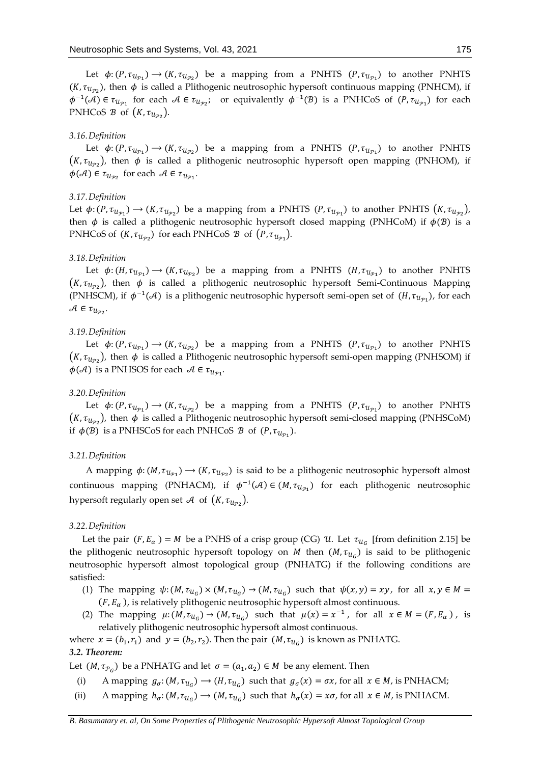Let $\phi: (P, \tau_{\mathcal{U}_{\mathcal{P}_1}}) \longrightarrow (K, \tau_{\mathcal{U}_{\mathcal{P}_2}})$ be a mapping from a PNHTS $(P, \tau_{\mathcal{U}_{\mathcal{P}_1}})$ to another PNHTS $(K, \tau_{\mathcal{U}_{\mathcal{P}_2}})$, then $\phi$ is called a Plithogenic neutrosophic hypersoft continuous mapping (PNHCM), if $\phi^{-1}(\mathcal{A}) \in \tau_{\mathcal{U}_{\mathcal{P}_1}}$ for each $\mathcal{A} \in \tau_{\mathcal{U}_{\mathcal{P}_2}}$; or equivalently $\phi^{-1}(\mathcal{B})$ is a PNHCoS of $(P, \tau_{\mathcal{U}_{\mathcal{P}_1}})$ for each PNHCoS $\mathcal{B}$ of $(K, \tau_{\mathcal{U}_{\mathcal{P}_2}})$.

*3.16. Definition*

Let $\phi: (P, \tau_{\mathcal{U}_{\mathcal{P}_1}}) \longrightarrow (K, \tau_{\mathcal{U}_{\mathcal{P}_2}})$ be a mapping from a PNHTS $(P, \tau_{\mathcal{U}_{\mathcal{P}_1}})$ to another PNHTS $(K, \tau_{\mathcal{U}_{\mathcal{P}_2}})$, then $\phi$ is called a plithogenic neutrosophic hypersoft open mapping (PNHOM), if $\phi(\mathcal{A}) \in \tau_{\mathcal{U}_{\mathcal{P}_2}}$ for each $\mathcal{A} \in \tau_{\mathcal{U}_{\mathcal{P}_1}}$.

*3.17. Definition*

Let $\phi: (P, \tau_{\mathcal{U}_{\mathcal{P}_1}}) \longrightarrow (K, \tau_{\mathcal{U}_{\mathcal{P}_2}})$ be a mapping from a PNHTS $(P, \tau_{\mathcal{U}_{\mathcal{P}_1}})$ to another PNHTS $(K, \tau_{\mathcal{U}_{\mathcal{P}_2}})$, then $\phi$ is called a plithogenic neutrosophic hypersoft closed mapping (PNHCoM) if $\phi(\mathcal{B})$ is a PNHCoS of $(K, \tau_{\mathcal{U}_{\mathcal{P}_2}})$ for each PNHCoS $\mathcal{B}$ of $(P, \tau_{\mathcal{U}_{\mathcal{P}_1}})$.

*3.18. Definition*

Let $\phi: (H, \tau_{\mathcal{U}_{\mathcal{P}_1}}) \longrightarrow (K, \tau_{\mathcal{U}_{\mathcal{P}_2}})$ be a mapping from a PNHTS $(H, \tau_{\mathcal{U}_{\mathcal{P}_1}})$ to another PNHTS $(K, \tau_{\mathcal{U}_{\mathcal{P}_2}})$, then $\phi$ is called a plithogenic neutrosophic hypersoft Semi-Continuous Mapping (PNHSCM), if $\phi^{-1}(\mathcal{A})$ is a plithogenic neutrosophic hypersoft semi-open set of $(H, \tau_{\mathcal{U}_{\mathcal{P}_1}})$, for each $\mathcal{A} \in \tau_{\mathcal{U}_{\mathcal{P}_2}}$.

*3.19. Definition*

Let $\phi: (P, \tau_{\mathcal{U}_{\mathcal{P}_1}}) \longrightarrow (K, \tau_{\mathcal{U}_{\mathcal{P}_2}})$ be a mapping from a PNHTS $(P, \tau_{\mathcal{U}_{\mathcal{P}_1}})$ to another PNHTS $(K, \tau_{\mathcal{U}_{\mathcal{P}_2}})$, then $\phi$ is called a Plithogenic neutrosophic hypersoft semi-open mapping (PNHSOM) if $\phi(\mathcal{A})$ is a PNHSOS for each $\mathcal{A} \in \tau_{\mathcal{U}_{\mathcal{P}_1}}$.

*3.20. Definition*

Let $\phi: (P, \tau_{\mathcal{U}_{\mathcal{P}_1}}) \longrightarrow (K, \tau_{\mathcal{U}_{\mathcal{P}_2}})$ be a mapping from a PNHTS $(P, \tau_{\mathcal{U}_{\mathcal{P}_1}})$ to another PNHTS $(K, \tau_{\mathcal{U}_{\mathcal{P}_2}})$, then $\phi$ is called a Plithogenic neutrosophic hypersoft semi-closed mapping (PNHSCoM) if $\phi(\mathcal{B})$ is a PNHSCoS for each PNHCoS $\mathcal{B}$ of $(P, \tau_{\mathcal{U}_{\mathcal{P}_1}})$.

*3.21. Definition*

A mapping $\phi: (M, \tau_{\mathcal{U}_{\mathcal{P}_1}}) \longrightarrow (K, \tau_{\mathcal{U}_{\mathcal{P}_2}})$ is said to be a plithogenic neutrosophic hypersoft almost continuous mapping (PNHACM), if $\phi^{-1}(\mathcal{A}) \in (M, \tau_{\mathcal{U}_{\mathcal{P}_1}})$ for each plithogenic neutrosophic hypersoft regularly open set $\mathcal{A}$ of $(K, \tau_{\mathcal{U}_{\mathcal{P}_2}})$.

*3.22. Definition*

Let the pair $(F, E_\alpha) = M$ be a PNHS of a crisp group (CG) $\mathcal{U}$. Let $\tau_{\mathcal{U}_G}$ [from definition 2.15] be the plithogenic neutrosophic hypersoft topology on $M$ then $(M, \tau_{\mathcal{U}_G})$ is said to be plithogenic neutrosophic hypersoft almost topological group (PNHATG) if the following conditions are satisfied:

1. The mapping $\psi: (M, \tau_{\mathcal{U}_G}) \times (M, \tau_{\mathcal{U}_G}) \to (M, \tau_{\mathcal{U}_G})$ such that $\psi(x, y) = xy$, for all $x, y \in M = (F, E_\alpha)$, is relatively plithogenic neutrosophic hypersoft almost continuous.
2. The mapping $\mu: (M, \tau_{\mathcal{U}_G}) \to (M, \tau_{\mathcal{U}_G})$ such that $\mu(x) = x^{-1}$, for all $x \in M = (F, E_\alpha)$, is relatively plithogenic neutrosophic hypersoft almost continuous.

where $x = (b_1, r_1)$ and $y = (b_2, r_2)$. Then the pair $(M, \tau_{\mathcal{U}_G})$ is known as PNHATG.

***3.2. Theorem:***

Let $(M, \tau_{\mathcal{P}_G})$ be a PNHATG and let $\sigma = (a_1, a_2) \in M$ be any element. Then

(i) A mapping $g_\sigma: (M, \tau_{\mathcal{U}_G}) \longrightarrow (H, \tau_{\mathcal{U}_G})$ such that $g_\sigma(x) = \sigma x$, for all $x \in M$, is PNHACM;

(ii) A mapping $h_\sigma: (M, \tau_{\mathcal{U}_G}) \longrightarrow (M, \tau_{\mathcal{U}_G})$ such that $h_\sigma(x) = x\sigma$, for all $x \in M$, is PNHACM.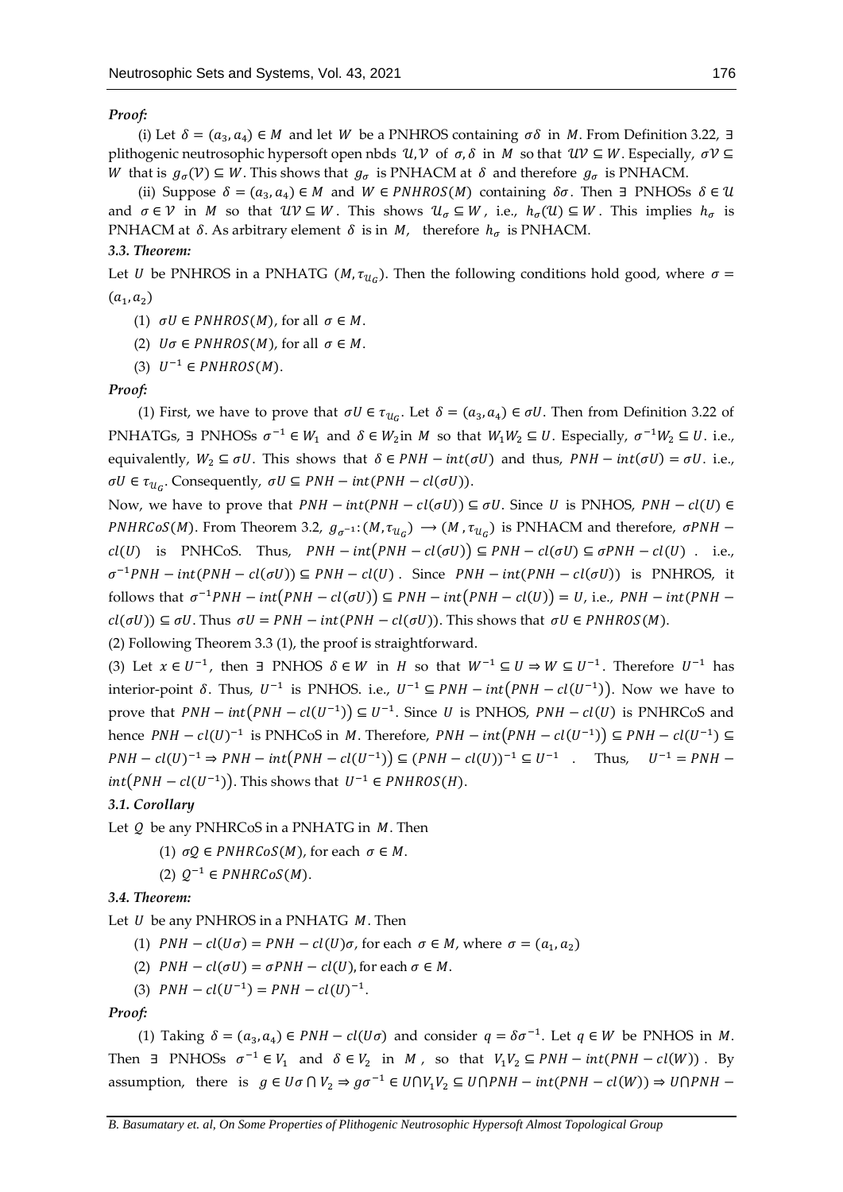***Proof:***

(i) Let $\delta = (a_3, a_4) \in M$ and let $W$ be a PNHROS containing $\sigma\delta$ in $M$. From Definition 3.22, $\exists$ plithogenic neutrosophic hypersoft open nbds $\mathcal{U}, \mathcal{V}$ of $\sigma, \delta$ in $M$ so that $\mathcal{U}\mathcal{V} \subseteq W$. Especially, $\sigma\mathcal{V} \subseteq W$ that is $g_\sigma(\mathcal{V}) \subseteq W$. This shows that $g_\sigma$ is PNHACM at $\delta$ and therefore $g_\sigma$ is PNHACM.

(ii) Suppose $\delta = (a_3, a_4) \in M$ and $W \in PNHROS(M)$ containing $\delta\sigma$. Then $\exists$ PNHOSs $\delta \in \mathcal{U}$ and $\sigma \in \mathcal{V}$ in $M$ so that $\mathcal{U}\mathcal{V} \subseteq W$. This shows $\mathcal{U}_\sigma \subseteq W$, i.e., $h_\sigma(\mathcal{U}) \subseteq W$. This implies $h_\sigma$ is PNHACM at $\delta$. As arbitrary element $\delta$ is in $M$, therefore $h_\sigma$ is PNHACM.

***3.3. Theorem:***

Let $U$ be PNHROS in a PNHATG $(M, \tau_{\mathcal{U}_G})$. Then the following conditions hold good, where $\sigma = (a_1, a_2)$

(1) $\sigma U \in PNHROS(M)$, for all $\sigma \in M$.

(2) $U\sigma \in PNHROS(M)$, for all $\sigma \in M$.

(3) $U^{-1} \in PNHROS(M)$.

***Proof:***

(1) First, we have to prove that $\sigma U \in \tau_{\mathcal{U}_G}$. Let $\delta = (a_3, a_4) \in \sigma U$. Then from Definition 3.22 of PNHATGs, $\exists$ PNHOSs $\sigma^{-1} \in W_1$ and $\delta \in W_2$ in $M$ so that $W_1 W_2 \subseteq U$. Especially, $\sigma^{-1}W_2 \subseteq U$. i.e., equivalently, $W_2 \subseteq \sigma U$. This shows that $\delta \in PNH - int(\sigma U)$ and thus, $PNH - int(\sigma U) = \sigma U$. i.e., $\sigma U \in \tau_{\mathcal{U}_G}$. Consequently, $\sigma U \subseteq PNH - int(PNH - cl(\sigma U))$.

Now, we have to prove that $PNH - int(PNH - cl(\sigma U)) \subseteq \sigma U$. Since $U$ is PNHOS, $PNH - cl(U) \in PNHRCoS(M)$. From Theorem 3.2, $g_{\sigma^{-1}}: (M, \tau_{\mathcal{U}_G}) \longrightarrow (M, \tau_{\mathcal{U}_G})$ is PNHACM and therefore, $\sigma PNH - cl(U)$ is PNHCoS. Thus, $PNH - int\big(PNH - cl(\sigma U)\big) \subseteq PNH - cl(\sigma U) \subseteq \sigma PNH - cl(U)$ . i.e., $\sigma^{-1}PNH - int(PNH - cl(\sigma U)) \subseteq PNH - cl(U)$ . Since $PNH - int(PNH - cl(\sigma U))$ is PNHROS, it follows that $\sigma^{-1}PNH - int\big(PNH - cl(\sigma U)\big) \subseteq PNH - int\big(PNH - cl(U)\big) = U$, i.e., $PNH - int(PNH - cl(\sigma U)) \subseteq \sigma U$. Thus $\sigma U = PNH - int(PNH - cl(\sigma U))$. This shows that $\sigma U \in PNHROS(M)$.

(2) Following Theorem 3.3 (1), the proof is straightforward.

(3) Let $x \in U^{-1}$, then $\exists$ PNHOS $\delta \in W$ in $H$ so that $W^{-1} \subseteq U \Rightarrow W \subseteq U^{-1}$. Therefore $U^{-1}$ has interior-point $\delta$. Thus, $U^{-1}$ is PNHOS. i.e., $U^{-1} \subseteq PNH - int\big(PNH - cl(U^{-1})\big)$. Now we have to prove that $PNH - int\big(PNH - cl(U^{-1})\big) \subseteq U^{-1}$. Since $U$ is PNHOS, $PNH - cl(U)$ is PNHRCoS and hence $PNH - cl(U)^{-1}$ is PNHCoS in $M$. Therefore, $PNH - int\big(PNH - cl(U^{-1})\big) \subseteq PNH - cl(U^{-1}) \subseteq PNH - cl(U)^{-1} \Rightarrow PNH - int\big(PNH - cl(U^{-1})\big) \subseteq (PNH - cl(U))^{-1} \subseteq U^{-1}$ . Thus, $U^{-1} = PNH - int\big(PNH - cl(U^{-1})\big)$. This shows that $U^{-1} \in PNHROS(H)$.

***3.1. Corollary***

Let $Q$ be any PNHRCoS in a PNHATG in $M$. Then

(1) $\sigma Q \in PNHRCoS(M)$, for each $\sigma \in M$.

(2) $Q^{-1} \in PNHRCoS(M)$.

***3.4. Theorem:***

Let $U$ be any PNHROS in a PNHATG $M$. Then

(1) $PNH - cl(U\sigma) = PNH - cl(U)\sigma$, for each $\sigma \in M$, where $\sigma = (a_1, a_2)$

(2) $PNH - cl(\sigma U) = \sigma PNH - cl(U)$, for each $\sigma \in M$.

(3) $PNH - cl(U^{-1}) = PNH - cl(U)^{-1}$.

***Proof:***

(1) Taking $\delta = (a_3, a_4) \in PNH - cl(U\sigma)$ and consider $q = \delta\sigma^{-1}$. Let $q \in W$ be PNHOS in $M$. Then $\exists$ PNHOSs $\sigma^{-1} \in V_1$ and $\delta \in V_2$ in $M$, so that $V_1V_2 \subseteq PNH - int(PNH - cl(W))$. By assumption, there is $g \in U\sigma \cap V_2 \Rightarrow g\sigma^{-1} \in U \cap V_1V_2 \subseteq U \cap PNH - int(PNH - cl(W)) \Rightarrow U \cap PNH -$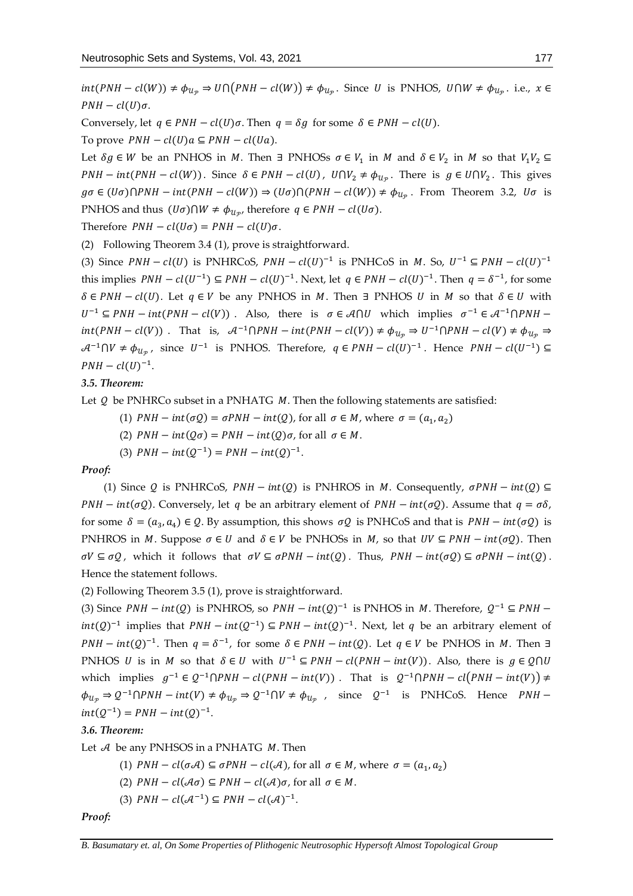$int(PNH - cl(W)) \neq \phi_{\mathcal{U}_p} \Rightarrow U \cap (PNH - cl(W)) \neq \phi_{\mathcal{U}_p}$. Since $U$ is PNHOS, $U \cap W \neq \phi_{\mathcal{U}_p}$. i.e., $x \in PNH - cl(U)\sigma$.

Conversely, let $q \in PNH - cl(U)\sigma$. Then $q = \delta g$ for some $\delta \in PNH - cl(U)$.

To prove $PNH - cl(U)a \subseteq PNH - cl(Ua)$.

Let $\delta g \in W$ be an PNHOS in $M$. Then $\exists$ PNHOSs $\sigma \in V_1$ in $M$ and $\delta \in V_2$ in $M$ so that $V_1V_2 \subseteq PNH - int(PNH - cl(W))$. Since $\delta \in PNH - cl(U)$, $U \cap V_2 \neq \phi_{\mathcal{U}_p}$. There is $g \in U \cap V_2$. This gives $g\sigma \in (U\sigma) \cap PNH - int(PNH - cl(W)) \Rightarrow (U\sigma) \cap (PNH - cl(W)) \neq \phi_{\mathcal{U}_p}$. From Theorem 3.2, $U\sigma$ is PNHOS and thus $(U\sigma) \cap W \neq \phi_{\mathcal{U}_p}$, therefore $q \in PNH - cl(U\sigma)$.

Therefore $PNH - cl(U\sigma) = PNH - cl(U)\sigma$.

(2) Following Theorem 3.4 (1), prove is straightforward.

(3) Since $PNH - cl(U)$ is PNHRCoS, $PNH - cl(U)^{-1}$ is PNHCoS in $M$. So, $U^{-1} \subseteq PNH - cl(U)^{-1}$ this implies $PNH - cl(U^{-1}) \subseteq PNH - cl(U)^{-1}$. Next, let $q \in PNH - cl(U)^{-1}$. Then $q = \delta^{-1}$, for some $\delta \in PNH - cl(U)$. Let $q \in V$ be any PNHOS in $M$. Then $\exists$ PNHOS $U$ in $M$ so that $\delta \in U$ with $U^{-1} \subseteq PNH - int(PNH - cl(V))$. Also, there is $\sigma \in \mathcal{A} \cap U$ which implies $\sigma^{-1} \in \mathcal{A}^{-1} \cap PNH - int(PNH - cl(V))$. That is, $\mathcal{A}^{-1} \cap PNH - int(PNH - cl(V)) \neq \phi_{\mathcal{U}_p} \Rightarrow U^{-1} \cap PNH - cl(V) \neq \phi_{\mathcal{U}_p} \Rightarrow \mathcal{A}^{-1} \cap V \neq \phi_{\mathcal{U}_p}$, since $U^{-1}$ is PNHOS. Therefore, $q \in PNH - cl(U)^{-1}$. Hence $PNH - cl(U^{-1}) \subseteq PNH - cl(U)^{-1}$.

### *3.5. Theorem:*

Let $Q$ be PNHRCo subset in a PNHATG $M$. Then the following statements are satisfied:

(1) $PNH - int(\sigma Q) = \sigma PNH - int(Q)$, for all $\sigma \in M$, where $\sigma = (a_1, a_2)$

(2) $PNH - int(Q\sigma) = PNH - int(Q)\sigma$, for all $\sigma \in M$.

(3) $PNH - int(Q^{-1}) = PNH - int(Q)^{-1}$.

***Proof:***

(1) Since $Q$ is PNHRCoS, $PNH - int(Q)$ is PNHROS in $M$. Consequently, $\sigma PNH - int(Q) \subseteq PNH - int(\sigma Q)$. Conversely, let $q$ be an arbitrary element of $PNH - int(\sigma Q)$. Assume that $q = \sigma\delta$, for some $\delta = (a_3, a_4) \in Q$. By assumption, this shows $\sigma Q$ is PNHCoS and that is $PNH - int(\sigma Q)$ is PNHROS in $M$. Suppose $\sigma \in U$ and $\delta \in V$ be PNHOSs in $M$, so that $UV \subseteq PNH - int(\sigma Q)$. Then $\sigma V \subseteq \sigma Q$, which it follows that $\sigma V \subseteq \sigma PNH - int(Q)$. Thus, $PNH - int(\sigma Q) \subseteq \sigma PNH - int(Q)$. Hence the statement follows.

(2) Following Theorem 3.5 (1), prove is straightforward.

(3) Since $PNH - int(Q)$ is PNHROS, so $PNH - int(Q)^{-1}$ is PNHOS in $M$. Therefore, $Q^{-1} \subseteq PNH - int(Q)^{-1}$ implies that $PNH - int(Q^{-1}) \subseteq PNH - int(Q)^{-1}$. Next, let $q$ be an arbitrary element of $PNH - int(Q)^{-1}$. Then $q = \delta^{-1}$, for some $\delta \in PNH - int(Q)$. Let $q \in V$ be PNHOS in $M$. Then $\exists$ PNHOS $U$ is in $M$ so that $\delta \in U$ with $U^{-1} \subseteq PNH - cl(PNH - int(V))$. Also, there is $g \in Q \cap U$ which implies $g^{-1} \in Q^{-1} \cap PNH - cl(PNH - int(V))$. That is $Q^{-1} \cap PNH - cl(PNH - int(V)) \neq \phi_{\mathcal{U}_p} \Rightarrow Q^{-1} \cap PNH - int(V) \neq \phi_{\mathcal{U}_p} \Rightarrow Q^{-1} \cap V \neq \phi_{\mathcal{U}_p}$, since $Q^{-1}$ is PNHCoS. Hence $PNH - int(Q^{-1}) = PNH - int(Q)^{-1}$.

### *3.6. Theorem:*

Let $\mathcal{A}$ be any PNHSOS in a PNHATG $M$. Then

(1) $PNH - cl(\sigma\mathcal{A}) \subseteq \sigma PNH - cl(\mathcal{A})$, for all $\sigma \in M$, where $\sigma = (a_1, a_2)$

(2) $PNH - cl(\mathcal{A}\sigma) \subseteq PNH - cl(\mathcal{A})\sigma$, for all $\sigma \in M$.

(3) $PNH - cl(\mathcal{A}^{-1}) \subseteq PNH - cl(\mathcal{A})^{-1}$.

***Proof:***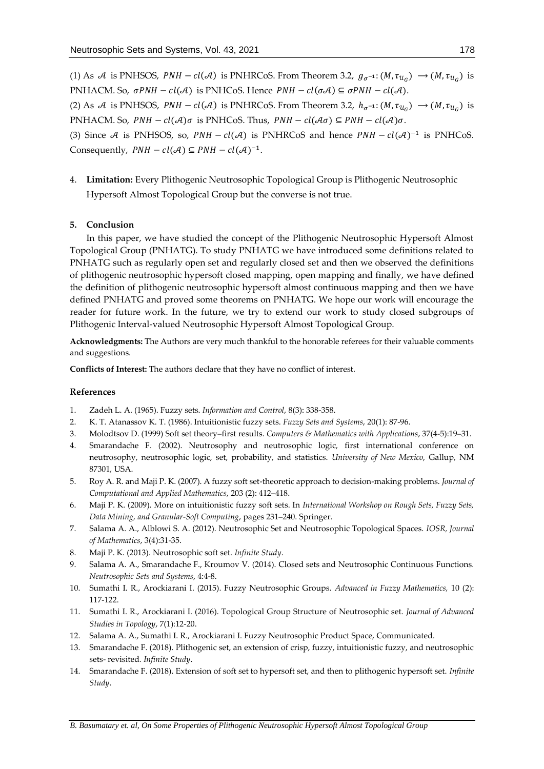(1) As $\mathcal{A}$ is PNHSOS, $PNH - cl(\mathcal{A})$ is PNHRCoS. From Theorem 3.2, $g_{\sigma^{-1}}: (M, \tau_{\mathcal{U}_G}) \longrightarrow (M, \tau_{\mathcal{U}_G})$ is PNHACM. So, $\sigma PNH - cl(\mathcal{A})$ is PNHCoS. Hence $PNH - cl(\sigma\mathcal{A}) \subseteq \sigma PNH - cl(\mathcal{A})$.

(2) As $\mathcal{A}$ is PNHSOS, $PNH - cl(\mathcal{A})$ is PNHRCoS. From Theorem 3.2, $h_{\sigma^{-1}}: (M, \tau_{\mathcal{U}_G}) \longrightarrow (M, \tau_{\mathcal{U}_G})$ is PNHACM. So, $PNH - cl(\mathcal{A})\sigma$ is PNHCoS. Thus, $PNH - cl(\mathcal{A}\sigma) \subseteq PNH - cl(\mathcal{A})\sigma$.

(3) Since $\mathcal{A}$ is PNHSOS, so, $PNH - cl(\mathcal{A})$ is PNHRCoS and hence $PNH - cl(\mathcal{A})^{-1}$ is PNHCoS. Consequently, $PNH - cl(\mathcal{A}) \subseteq PNH - cl(\mathcal{A})^{-1}$.

4. **Limitation:** Every Plithogenic Neutrosophic Topological Group is Plithogenic Neutrosophic Hypersoft Almost Topological Group but the converse is not true.

## 5. Conclusion

In this paper, we have studied the concept of the Plithogenic Neutrosophic Hypersoft Almost Topological Group (PNHATG). To study PNHATG we have introduced some definitions related to PNHATG such as regularly open set and regularly closed set and then we observed the definitions of plithogenic neutrosophic hypersoft closed mapping, open mapping and finally, we have defined the definition of plithogenic neutrosophic hypersoft almost continuous mapping and then we have defined PNHATG and proved some theorems on PNHATG. We hope our work will encourage the reader for future work. In the future, we try to extend our work to study closed subgroups of Plithogenic Interval-valued Neutrosophic Hypersoft Almost Topological Group.

**Acknowledgments:** The Authors are very much thankful to the honorable referees for their valuable comments and suggestions.

**Conflicts of Interest:** The authors declare that they have no conflict of interest.

## References

1. Zadeh L. A. (1965). Fuzzy sets. *Information and Control*, 8(3): 338-358.
2. K. T. Atanassov K. T. (1986). Intuitionistic fuzzy sets. *Fuzzy Sets and Systems*, 20(1): 87-96.
3. Molodtsov D. (1999) Soft set theory–first results. *Computers & Mathematics with Applications*, 37(4-5):19–31.
4. Smarandache F. (2002). Neutrosophy and neutrosophic logic, first international conference on neutrosophy, neutrosophic logic, set, probability, and statistics. *University of New Mexico*, Gallup, NM 87301, USA.
5. Roy A. R. and Maji P. K. (2007). A fuzzy soft set-theoretic approach to decision-making problems. *Journal of Computational and Applied Mathematics*, 203 (2): 412–418.
6. Maji P. K. (2009). More on intuitionistic fuzzy soft sets. In *International Workshop on Rough Sets, Fuzzy Sets, Data Mining, and Granular-Soft Computing*, pages 231–240. Springer.
7. Salama A. A., Alblowi S. A. (2012). Neutrosophic Set and Neutrosophic Topological Spaces. *IOSR, Journal of Mathematics*, 3(4):31-35.
8. Maji P. K. (2013). Neutrosophic soft set. *Infinite Study*.
9. Salama A. A., Smarandache F., Kroumov V. (2014). Closed sets and Neutrosophic Continuous Functions. *Neutrosophic Sets and Systems*, 4:4-8.
10. Sumathi I. R., Arockiarani I. (2015). Fuzzy Neutrosophic Groups. *Advanced in Fuzzy Mathematics,* 10 (2): 117-122.
11. Sumathi I. R., Arockiarani I. (2016). Topological Group Structure of Neutrosophic set. *Journal of Advanced Studies in Topology*, 7(1):12-20.
12. Salama A. A., Sumathi I. R., Arockiarani I. Fuzzy Neutrosophic Product Space, Communicated.
13. Smarandache F. (2018). Plithogenic set, an extension of crisp, fuzzy, intuitionistic fuzzy, and neutrosophic sets- revisited. *Infinite Study*.
14. Smarandache F. (2018). Extension of soft set to hypersoft set, and then to plithogenic hypersoft set. *Infinite Study*.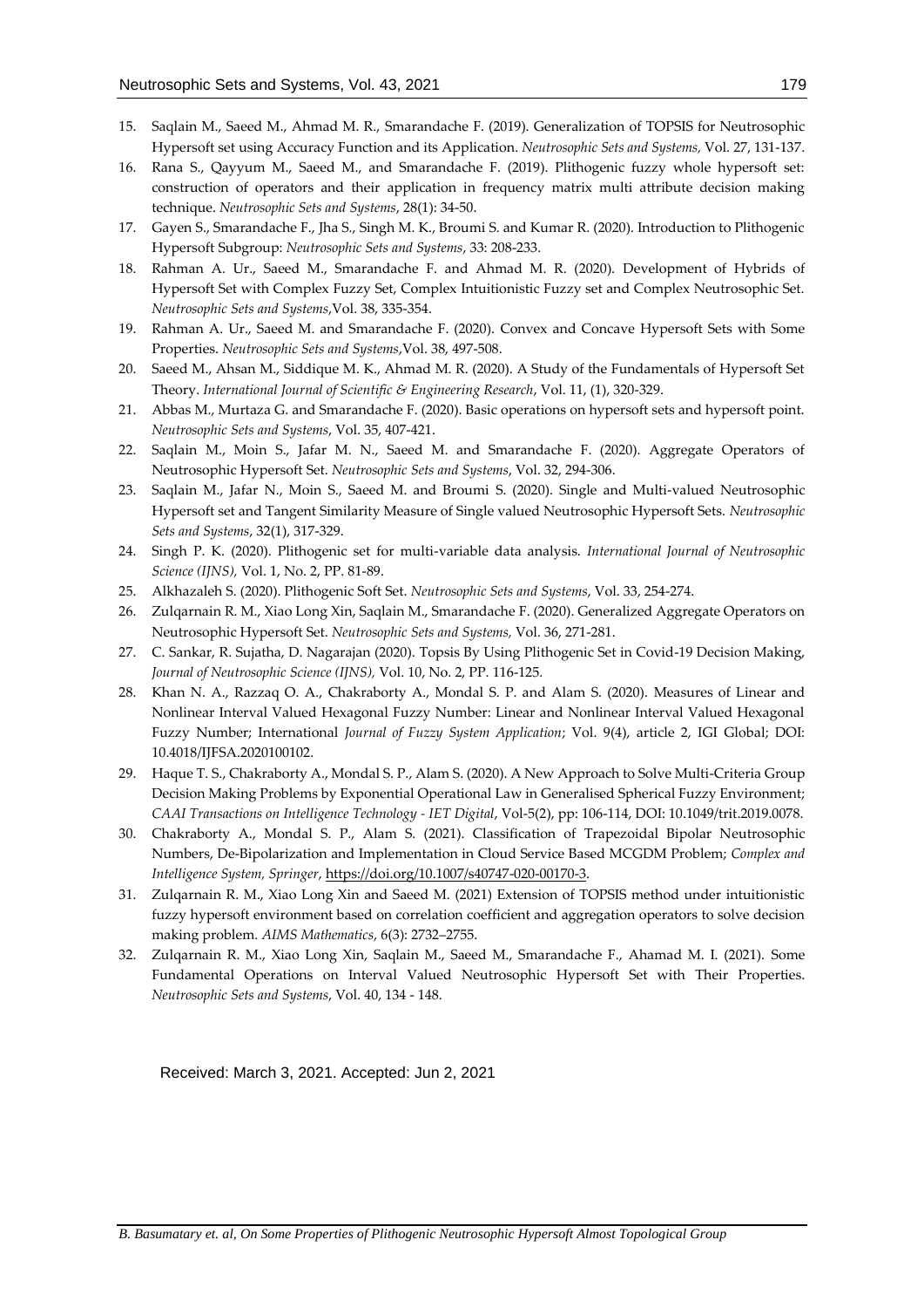15. Saqlain M., Saeed M., Ahmad M. R., Smarandache F. (2019). Generalization of TOPSIS for Neutrosophic Hypersoft set using Accuracy Function and its Application. *Neutrosophic Sets and Systems,* Vol. 27, 131-137.
16. Rana S., Qayyum M., Saeed M., and Smarandache F. (2019). Plithogenic fuzzy whole hypersoft set: construction of operators and their application in frequency matrix multi attribute decision making technique. *Neutrosophic Sets and Systems*, 28(1): 34-50.
17. Gayen S., Smarandache F., Jha S., Singh M. K., Broumi S. and Kumar R. (2020). Introduction to Plithogenic Hypersoft Subgroup: *Neutrosophic Sets and Systems*, 33: 208-233.
18. Rahman A. Ur., Saeed M., Smarandache F. and Ahmad M. R. (2020). Development of Hybrids of Hypersoft Set with Complex Fuzzy Set, Complex Intuitionistic Fuzzy set and Complex Neutrosophic Set. *Neutrosophic Sets and Systems*,Vol. 38, 335-354.
19. Rahman A. Ur., Saeed M. and Smarandache F. (2020). Convex and Concave Hypersoft Sets with Some Properties. *Neutrosophic Sets and Systems*,Vol. 38, 497-508.
20. Saeed M., Ahsan M., Siddique M. K., Ahmad M. R. (2020). A Study of the Fundamentals of Hypersoft Set Theory. *International Journal of Scientific & Engineering Research*, Vol. 11, (1), 320-329.
21. Abbas M., Murtaza G. and Smarandache F. (2020). Basic operations on hypersoft sets and hypersoft point. *Neutrosophic Sets and Systems*, Vol. 35, 407-421.
22. Saqlain M., Moin S., Jafar M. N., Saeed M. and Smarandache F. (2020). Aggregate Operators of Neutrosophic Hypersoft Set. *Neutrosophic Sets and Systems*, Vol. 32, 294-306.
23. Saqlain M., Jafar N., Moin S., Saeed M. and Broumi S. (2020). Single and Multi-valued Neutrosophic Hypersoft set and Tangent Similarity Measure of Single valued Neutrosophic Hypersoft Sets. *Neutrosophic Sets and Systems*, 32(1), 317-329.
24. Singh P. K. (2020). Plithogenic set for multi-variable data analysis. *International Journal of Neutrosophic Science (IJNS),* Vol. 1, No. 2, PP. 81-89.
25. Alkhazaleh S. (2020). Plithogenic Soft Set. *Neutrosophic Sets and Systems*, Vol. 33, 254-274.
26. Zulqarnain R. M., Xiao Long Xin, Saqlain M., Smarandache F. (2020). Generalized Aggregate Operators on Neutrosophic Hypersoft Set. *Neutrosophic Sets and Systems,* Vol. 36, 271-281.
27. C. Sankar, R. Sujatha, D. Nagarajan (2020). Topsis By Using Plithogenic Set in Covid-19 Decision Making, *Journal of Neutrosophic Science (IJNS),* Vol. 10, No. 2, PP. 116-125.
28. Khan N. A., Razzaq O. A., Chakraborty A., Mondal S. P. and Alam S. (2020). Measures of Linear and Nonlinear Interval Valued Hexagonal Fuzzy Number: Linear and Nonlinear Interval Valued Hexagonal Fuzzy Number; International *Journal of Fuzzy System Application*; Vol. 9(4), article 2, IGI Global; DOI: 10.4018/IJFSA.2020100102.
29. Haque T. S., Chakraborty A., Mondal S. P., Alam S. (2020). A New Approach to Solve Multi-Criteria Group Decision Making Problems by Exponential Operational Law in Generalised Spherical Fuzzy Environment; *CAAI Transactions on Intelligence Technology - IET Digital*, Vol-5(2), pp: 106-114, DOI: 10.1049/trit.2019.0078.
30. Chakraborty A., Mondal S. P., Alam S. (2021). Classification of Trapezoidal Bipolar Neutrosophic Numbers, De-Bipolarization and Implementation in Cloud Service Based MCGDM Problem; *Complex and Intelligence System, Springer*, https://doi.org/10.1007/s40747-020-00170-3.
31. Zulqarnain R. M., Xiao Long Xin and Saeed M. (2021) Extension of TOPSIS method under intuitionistic fuzzy hypersoft environment based on correlation coefficient and aggregation operators to solve decision making problem. *AIMS Mathematics*, 6(3): 2732–2755.
32. Zulqarnain R. M., Xiao Long Xin, Saqlain M., Saeed M., Smarandache F., Ahamad M. I. (2021). Some Fundamental Operations on Interval Valued Neutrosophic Hypersoft Set with Their Properties. *Neutrosophic Sets and Systems*, Vol. 40, 134 - 148.

Received: March 3, 2021. Accepted: Jun 2, 2021